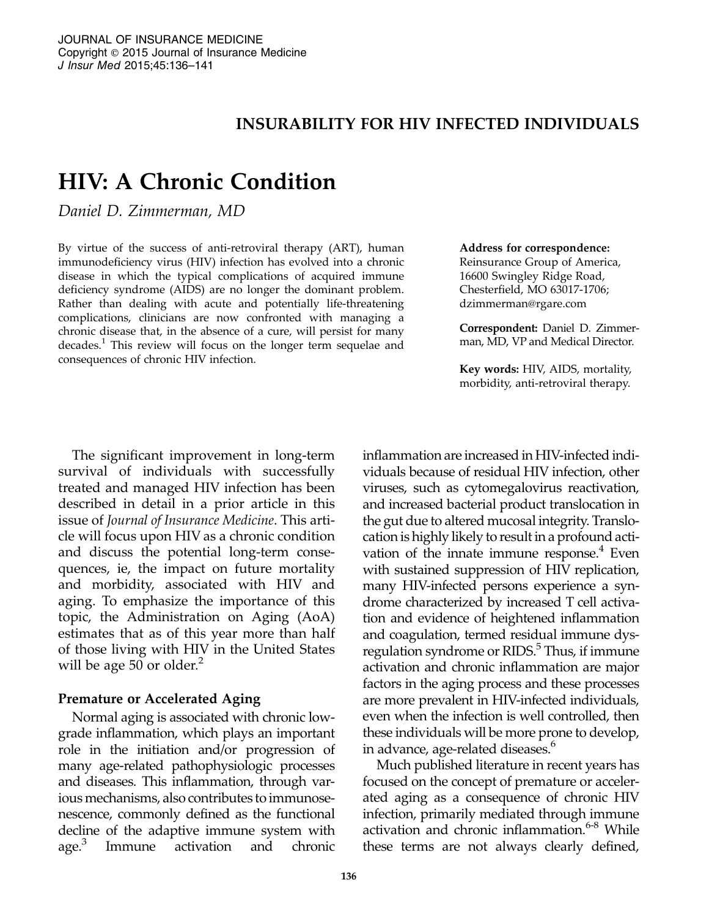## INSURABILITY FOR HIV INFECTED INDIVIDUALS

# HIV: A Chronic Condition

*Daniel D. Zimmerman, MD*

By virtue of the success of anti-retroviral therapy (ART), human immunodeficiency virus (HIV) infection has evolved into a chronic disease in which the typical complications of acquired immune deficiency syndrome (AIDS) are no longer the dominant problem. Rather than dealing with acute and potentially life-threatening complications, clinicians are now confronted with managing a chronic disease that, in the absence of a cure, will persist for many decades.[1] This review will focus on the longer term sequelae and consequences of chronic HIV infection.

**Address for correspondence:** Reinsurance Group of America, 16600 Swingley Ridge Road, Chesterfield, MO 63017-1706; dzimmerman@rgare.com

**Correspondent:** Daniel D. Zimmerman, MD, VP and Medical Director.

**Key words:** HIV, AIDS, mortality, morbidity, anti-retroviral therapy.

The significant improvement in long-term survival of individuals with successfully treated and managed HIV infection has been described in detail in a prior article in this issue of *Journal of Insurance Medicine*. This article will focus upon HIV as a chronic condition and discuss the potential long-term consequences, ie, the impact on future mortality and morbidity, associated with HIV and aging. To emphasize the importance of this topic, the Administration on Aging (AoA) estimates that as of this year more than half of those living with HIV in the United States will be age 50 or older.[2]

### Premature or Accelerated Aging

Normal aging is associated with chronic low-grade inflammation, which plays an important role in the initiation and/or progression of many age-related pathophysiologic processes and diseases. This inflammation, through various mechanisms, also contributes to immunosenescence, commonly defined as the functional decline of the adaptive immune system with age.[3] Immune activation and chronic inflammation are increased in HIV-infected individuals because of residual HIV infection, other viruses, such as cytomegalovirus reactivation, and increased bacterial product translocation in the gut due to altered mucosal integrity. Translocation is highly likely to result in a profound activation of the innate immune response.[4] Even with sustained suppression of HIV replication, many HIV-infected persons experience a syndrome characterized by increased T cell activation and evidence of heightened inflammation and coagulation, termed residual immune dysregulation syndrome or RIDS.[5] Thus, if immune activation and chronic inflammation are major factors in the aging process and these processes are more prevalent in HIV-infected individuals, even when the infection is well controlled, then these individuals will be more prone to develop, in advance, age-related diseases.[6]

Much published literature in recent years has focused on the concept of premature or accelerated aging as a consequence of chronic HIV infection, primarily mediated through immune activation and chronic inflammation.[6-8] While these terms are not always clearly defined,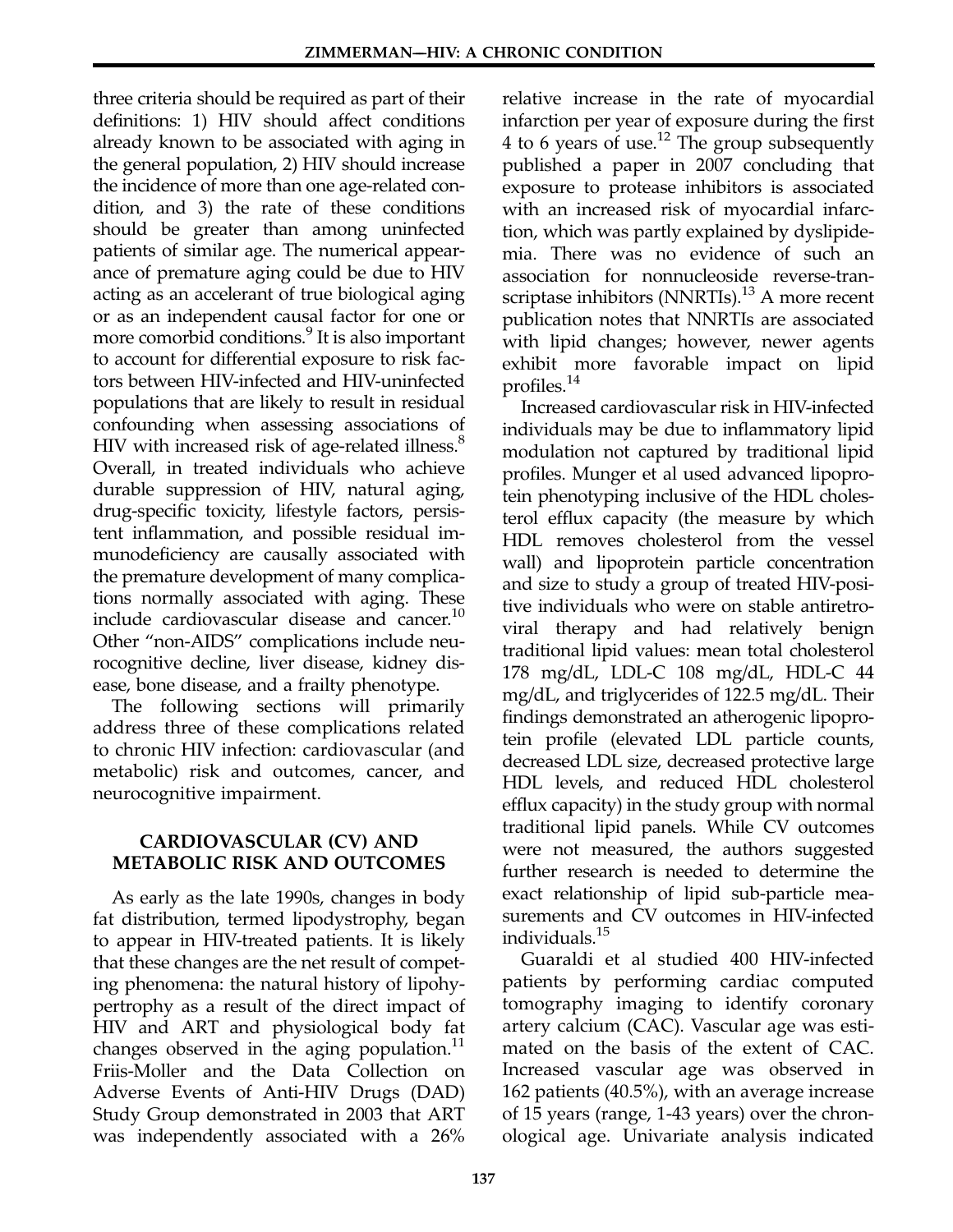three criteria should be required as part of their definitions: 1) HIV should affect conditions already known to be associated with aging in the general population, 2) HIV should increase the incidence of more than one age-related condition, and 3) the rate of these conditions should be greater than among uninfected patients of similar age. The numerical appearance of premature aging could be due to HIV acting as an accelerant of true biological aging or as an independent causal factor for one or more comorbid conditions.[9] It is also important to account for differential exposure to risk factors between HIV-infected and HIV-uninfected populations that are likely to result in residual confounding when assessing associations of HIV with increased risk of age-related illness.[8] Overall, in treated individuals who achieve durable suppression of HIV, natural aging, drug-specific toxicity, lifestyle factors, persistent inflammation, and possible residual immunodeficiency are causally associated with the premature development of many complications normally associated with aging. These include cardiovascular disease and cancer.[10] Other "non-AIDS" complications include neurocognitive decline, liver disease, kidney disease, bone disease, and a frailty phenotype.

The following sections will primarily address three of these complications related to chronic HIV infection: cardiovascular (and metabolic) risk and outcomes, cancer, and neurocognitive impairment.

## CARDIOVASCULAR (CV) AND METABOLIC RISK AND OUTCOMES

As early as the late 1990s, changes in body fat distribution, termed lipodystrophy, began to appear in HIV-treated patients. It is likely that these changes are the net result of competing phenomena: the natural history of lipohypertrophy as a result of the direct impact of HIV and ART and physiological body fat changes observed in the aging population.[11] Friis-Moller and the Data Collection on Adverse Events of Anti-HIV Drugs (DAD) Study Group demonstrated in 2003 that ART was independently associated with a 26% relative increase in the rate of myocardial infarction per year of exposure during the first 4 to 6 years of use.[12] The group subsequently published a paper in 2007 concluding that exposure to protease inhibitors is associated with an increased risk of myocardial infarction, which was partly explained by dyslipidemia. There was no evidence of such an association for nonnucleoside reverse-transcriptase inhibitors (NNRTIs).[13] A more recent publication notes that NNRTIs are associated with lipid changes; however, newer agents exhibit more favorable impact on lipid profiles.[14]

Increased cardiovascular risk in HIV-infected individuals may be due to inflammatory lipid modulation not captured by traditional lipid profiles. Munger et al used advanced lipoprotein phenotyping inclusive of the HDL cholesterol efflux capacity (the measure by which HDL removes cholesterol from the vessel wall) and lipoprotein particle concentration and size to study a group of treated HIV-positive individuals who were on stable antiretroviral therapy and had relatively benign traditional lipid values: mean total cholesterol 178 mg/dL, LDL-C 108 mg/dL, HDL-C 44 mg/dL, and triglycerides of 122.5 mg/dL. Their findings demonstrated an atherogenic lipoprotein profile (elevated LDL particle counts, decreased LDL size, decreased protective large HDL levels, and reduced HDL cholesterol efflux capacity) in the study group with normal traditional lipid panels. While CV outcomes were not measured, the authors suggested further research is needed to determine the exact relationship of lipid sub-particle measurements and CV outcomes in HIV-infected individuals.[15]

Guaraldi et al studied 400 HIV-infected patients by performing cardiac computed tomography imaging to identify coronary artery calcium (CAC). Vascular age was estimated on the basis of the extent of CAC. Increased vascular age was observed in 162 patients (40.5%), with an average increase of 15 years (range, 1-43 years) over the chronological age. Univariate analysis indicated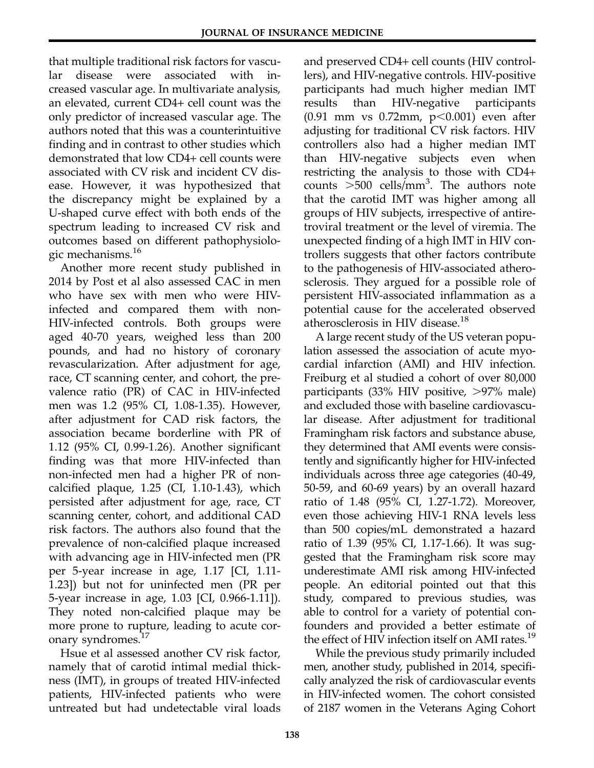that multiple traditional risk factors for vascular disease were associated with increased vascular age. In multivariate analysis, an elevated, current CD4+ cell count was the only predictor of increased vascular age. The authors noted that this was a counterintuitive finding and in contrast to other studies which demonstrated that low CD4+ cell counts were associated with CV risk and incident CV disease. However, it was hypothesized that the discrepancy might be explained by a U-shaped curve effect with both ends of the spectrum leading to increased CV risk and outcomes based on different pathophysiologic mechanisms.[16]

Another more recent study published in 2014 by Post et al also assessed CAC in men who have sex with men who were HIV-infected and compared them with non-HIV-infected controls. Both groups were aged 40-70 years, weighed less than 200 pounds, and had no history of coronary revascularization. After adjustment for age, race, CT scanning center, and cohort, the prevalence ratio (PR) of CAC in HIV-infected men was 1.2 (95% CI, 1.08-1.35). However, after adjustment for CAD risk factors, the association became borderline with PR of 1.12 (95% CI, 0.99-1.26). Another significant finding was that more HIV-infected than non-infected men had a higher PR of non-calcified plaque, 1.25 (CI, 1.10-1.43), which persisted after adjustment for age, race, CT scanning center, cohort, and additional CAD risk factors. The authors also found that the prevalence of non-calcified plaque increased with advancing age in HIV-infected men (PR per 5-year increase in age, 1.17 [CI, 1.11-1.23]) but not for uninfected men (PR per 5-year increase in age, 1.03 [CI, 0.966-1.11]). They noted non-calcified plaque may be more prone to rupture, leading to acute coronary syndromes.[17]

Hsue et al assessed another CV risk factor, namely that of carotid intimal medial thickness (IMT), in groups of treated HIV-infected patients, HIV-infected patients who were untreated but had undetectable viral loads and preserved CD4+ cell counts (HIV controllers), and HIV-negative controls. HIV-positive participants had much higher median IMT results than HIV-negative participants (0.91 mm vs 0.72mm, $p<0.001$) even after adjusting for traditional CV risk factors. HIV controllers also had a higher median IMT than HIV-negative subjects even when restricting the analysis to those with CD4+ counts $>500$ cells/mm$^3$. The authors note that the carotid IMT was higher among all groups of HIV subjects, irrespective of antiretroviral treatment or the level of viremia. The unexpected finding of a high IMT in HIV controllers suggests that other factors contribute to the pathogenesis of HIV-associated atherosclerosis. They argued for a possible role of persistent HIV-associated inflammation as a potential cause for the accelerated observed atherosclerosis in HIV disease.[18]

A large recent study of the US veteran population assessed the association of acute myocardial infarction (AMI) and HIV infection. Freiburg et al studied a cohort of over 80,000 participants (33% HIV positive, >97% male) and excluded those with baseline cardiovascular disease. After adjustment for traditional Framingham risk factors and substance abuse, they determined that AMI events were consistently and significantly higher for HIV-infected individuals across three age categories (40-49, 50-59, and 60-69 years) by an overall hazard ratio of 1.48 (95% CI, 1.27-1.72). Moreover, even those achieving HIV-1 RNA levels less than 500 copies/mL demonstrated a hazard ratio of 1.39 (95% CI, 1.17-1.66). It was suggested that the Framingham risk score may underestimate AMI risk among HIV-infected people. An editorial pointed out that this study, compared to previous studies, was able to control for a variety of potential confounders and provided a better estimate of the effect of HIV infection itself on AMI rates.[19]

While the previous study primarily included men, another study, published in 2014, specifically analyzed the risk of cardiovascular events in HIV-infected women. The cohort consisted of 2187 women in the Veterans Aging Cohort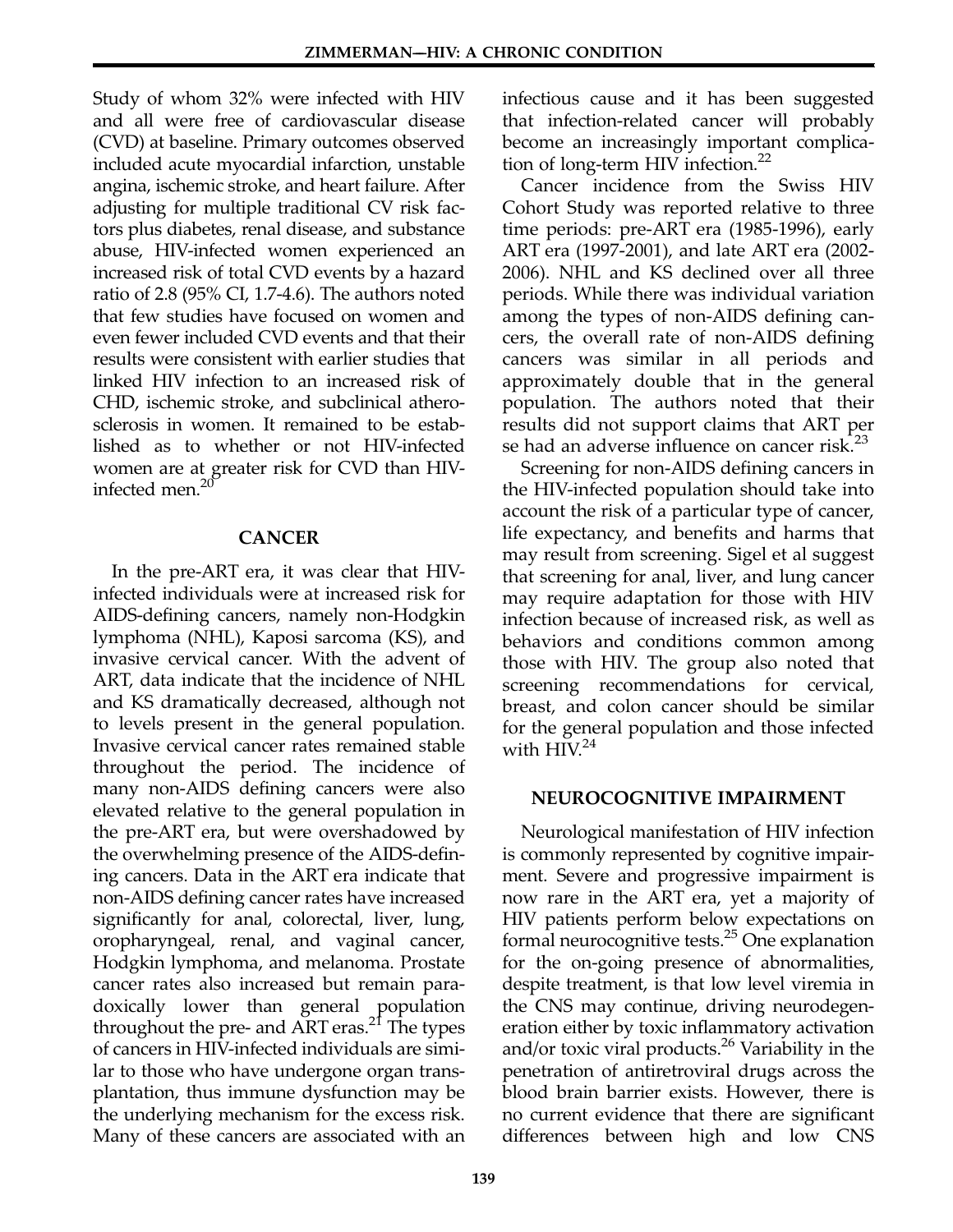Study of whom 32% were infected with HIV and all were free of cardiovascular disease (CVD) at baseline. Primary outcomes observed included acute myocardial infarction, unstable angina, ischemic stroke, and heart failure. After adjusting for multiple traditional CV risk factors plus diabetes, renal disease, and substance abuse, HIV-infected women experienced an increased risk of total CVD events by a hazard ratio of 2.8 (95% CI, 1.7-4.6). The authors noted that few studies have focused on women and even fewer included CVD events and that their results were consistent with earlier studies that linked HIV infection to an increased risk of CHD, ischemic stroke, and subclinical atherosclerosis in women. It remained to be established as to whether or not HIV-infected women are at greater risk for CVD than HIV-infected men.[20]

## CANCER

In the pre-ART era, it was clear that HIV-infected individuals were at increased risk for AIDS-defining cancers, namely non-Hodgkin lymphoma (NHL), Kaposi sarcoma (KS), and invasive cervical cancer. With the advent of ART, data indicate that the incidence of NHL and KS dramatically decreased, although not to levels present in the general population. Invasive cervical cancer rates remained stable throughout the period. The incidence of many non-AIDS defining cancers were also elevated relative to the general population in the pre-ART era, but were overshadowed by the overwhelming presence of the AIDS-defining cancers. Data in the ART era indicate that non-AIDS defining cancer rates have increased significantly for anal, colorectal, liver, lung, oropharyngeal, renal, and vaginal cancer, Hodgkin lymphoma, and melanoma. Prostate cancer rates also increased but remain paradoxically lower than general population throughout the pre- and ART eras.[21] The types of cancers in HIV-infected individuals are similar to those who have undergone organ transplantation, thus immune dysfunction may be the underlying mechanism for the excess risk. Many of these cancers are associated with an infectious cause and it has been suggested that infection-related cancer will probably become an increasingly important complication of long-term HIV infection.[22]

Cancer incidence from the Swiss HIV Cohort Study was reported relative to three time periods: pre-ART era (1985-1996), early ART era (1997-2001), and late ART era (2002-2006). NHL and KS declined over all three periods. While there was individual variation among the types of non-AIDS defining cancers, the overall rate of non-AIDS defining cancers was similar in all periods and approximately double that in the general population. The authors noted that their results did not support claims that ART per se had an adverse influence on cancer risk.[23]

Screening for non-AIDS defining cancers in the HIV-infected population should take into account the risk of a particular type of cancer, life expectancy, and benefits and harms that may result from screening. Sigel et al suggest that screening for anal, liver, and lung cancer may require adaptation for those with HIV infection because of increased risk, as well as behaviors and conditions common among those with HIV. The group also noted that screening recommendations for cervical, breast, and colon cancer should be similar for the general population and those infected with HIV.[24]

## NEUROCOGNITIVE IMPAIRMENT

Neurological manifestation of HIV infection is commonly represented by cognitive impairment. Severe and progressive impairment is now rare in the ART era, yet a majority of HIV patients perform below expectations on formal neurocognitive tests.[25] One explanation for the on-going presence of abnormalities, despite treatment, is that low level viremia in the CNS may continue, driving neurodegeneration either by toxic inflammatory activation and/or toxic viral products.[26] Variability in the penetration of antiretroviral drugs across the blood brain barrier exists. However, there is no current evidence that there are significant differences between high and low CNS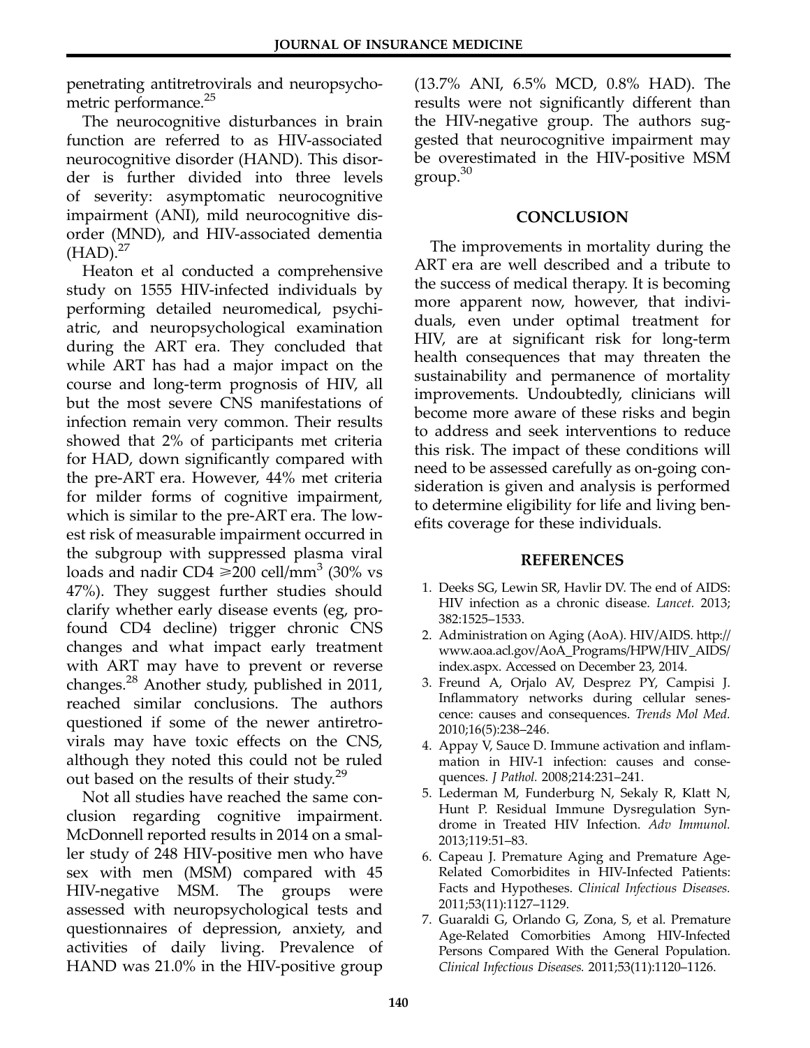penetrating antiretrovirals and neuropsychometric performance.[25]

The neurocognitive disturbances in brain function are referred to as HIV-associated neurocognitive disorder (HAND). This disorder is further divided into three levels of severity: asymptomatic neurocognitive impairment (ANI), mild neurocognitive disorder (MND), and HIV-associated dementia (HAD).[27]

Heaton et al conducted a comprehensive study on 1555 HIV-infected individuals by performing detailed neuromedical, psychiatric, and neuropsychological examination during the ART era. They concluded that while ART has had a major impact on the course and long-term prognosis of HIV, all but the most severe CNS manifestations of infection remain very common. Their results showed that 2% of participants met criteria for HAD, down significantly compared with the pre-ART era. However, 44% met criteria for milder forms of cognitive impairment, which is similar to the pre-ART era. The lowest risk of measurable impairment occurred in the subgroup with suppressed plasma viral loads and nadir CD4 $\geqslant$200 cell/mm$^3$ (30% vs 47%). They suggest further studies should clarify whether early disease events (eg, profound CD4 decline) trigger chronic CNS changes and what impact early treatment with ART may have to prevent or reverse changes.[28] Another study, published in 2011, reached similar conclusions. The authors questioned if some of the newer antiretrovirals may have toxic effects on the CNS, although they noted this could not be ruled out based on the results of their study.[29]

Not all studies have reached the same conclusion regarding cognitive impairment. McDonnell reported results in 2014 on a smaller study of 248 HIV-positive men who have sex with men (MSM) compared with 45 HIV-negative MSM. The groups were assessed with neuropsychological tests and questionnaires of depression, anxiety, and activities of daily living. Prevalence of HAND was 21.0% in the HIV-positive group (13.7% ANI, 6.5% MCD, 0.8% HAD). The results were not significantly different than the HIV-negative group. The authors suggested that neurocognitive impairment may be overestimated in the HIV-positive MSM group.[30]

## CONCLUSION

The improvements in mortality during the ART era are well described and a tribute to the success of medical therapy. It is becoming more apparent now, however, that individuals, even under optimal treatment for HIV, are at significant risk for long-term health consequences that may threaten the sustainability and permanence of mortality improvements. Undoubtedly, clinicians will become more aware of these risks and begin to address and seek interventions to reduce this risk. The impact of these conditions will need to be assessed carefully as on-going consideration is given and analysis is performed to determine eligibility for life and living benefits coverage for these individuals.

## REFERENCES

1. Deeks SG, Lewin SR, Havlir DV. The end of AIDS: HIV infection as a chronic disease. *Lancet.* 2013; 382:1525–1533.
2. Administration on Aging (AoA). HIV/AIDS. http://www.aoa.acl.gov/AoA_Programs/HPW/HIV_AIDS/index.aspx. Accessed on December 23, 2014.
3. Freund A, Orjalo AV, Desprez PY, Campisi J. Inflammatory networks during cellular senescence: causes and consequences. *Trends Mol Med.* 2010;16(5):238–246.
4. Appay V, Sauce D. Immune activation and inflammation in HIV-1 infection: causes and consequences. *J Pathol.* 2008;214:231–241.
5. Lederman M, Funderburg N, Sekaly R, Klatt N, Hunt P. Residual Immune Dysregulation Syndrome in Treated HIV Infection. *Adv Immunol.* 2013;119:51–83.
6. Capeau J. Premature Aging and Premature Age-Related Comorbidites in HIV-Infected Patients: Facts and Hypotheses. *Clinical Infectious Diseases.* 2011;53(11):1127–1129.
7. Guaraldi G, Orlando G, Zona, S, et al. Premature Age-Related Comorbities Among HIV-Infected Persons Compared With the General Population. *Clinical Infectious Diseases.* 2011;53(11):1120–1126.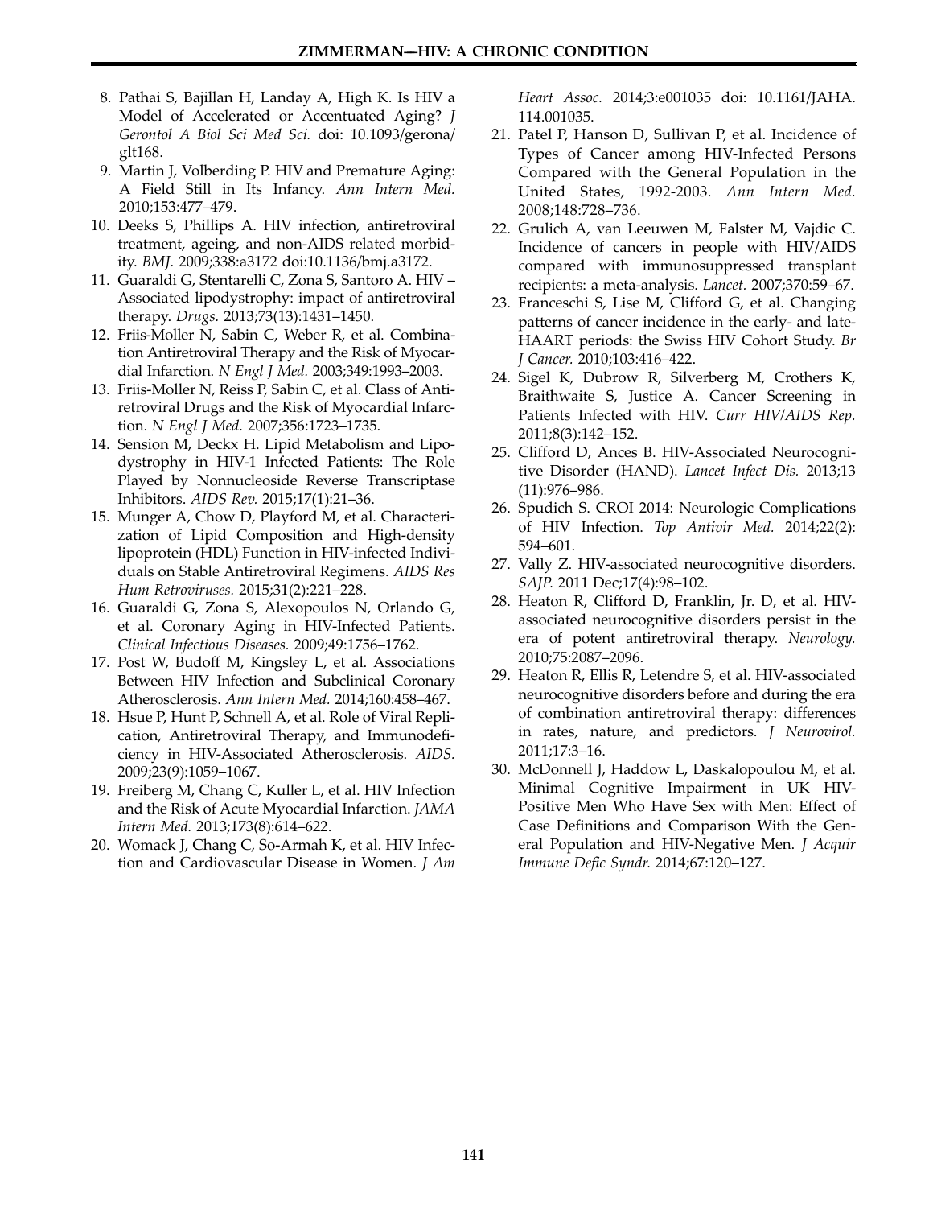8. Pathai S, Bajillan H, Landay A, High K. Is HIV a Model of Accelerated or Accentuated Aging? *J Gerontol A Biol Sci Med Sci.* doi: 10.1093/gerona/glt168.
9. Martin J, Volberding P. HIV and Premature Aging: A Field Still in Its Infancy. *Ann Intern Med.* 2010;153:477–479.
10. Deeks S, Phillips A. HIV infection, antiretroviral treatment, ageing, and non-AIDS related morbidity. *BMJ.* 2009;338:a3172 doi:10.1136/bmj.a3172.
11. Guaraldi G, Stentarelli C, Zona S, Santoro A. HIV – Associated lipodystrophy: impact of antiretroviral therapy. *Drugs.* 2013;73(13):1431–1450.
12. Friis-Moller N, Sabin C, Weber R, et al. Combination Antiretroviral Therapy and the Risk of Myocardial Infarction. *N Engl J Med.* 2003;349:1993–2003.
13. Friis-Moller N, Reiss P, Sabin C, et al. Class of Antiretroviral Drugs and the Risk of Myocardial Infarction. *N Engl J Med.* 2007;356:1723–1735.
14. Sension M, Deckx H. Lipid Metabolism and Lipodystrophy in HIV-1 Infected Patients: The Role Played by Nonnucleoside Reverse Transcriptase Inhibitors. *AIDS Rev.* 2015;17(1):21–36.
15. Munger A, Chow D, Playford M, et al. Characterization of Lipid Composition and High-density lipoprotein (HDL) Function in HIV-infected Individuals on Stable Antiretroviral Regimens. *AIDS Res Hum Retroviruses.* 2015;31(2):221–228.
16. Guaraldi G, Zona S, Alexopoulos N, Orlando G, et al. Coronary Aging in HIV-Infected Patients. *Clinical Infectious Diseases.* 2009;49:1756–1762.
17. Post W, Budoff M, Kingsley L, et al. Associations Between HIV Infection and Subclinical Coronary Atherosclerosis. *Ann Intern Med.* 2014;160:458–467.
18. Hsue P, Hunt P, Schnell A, et al. Role of Viral Replication, Antiretroviral Therapy, and Immunodeficiency in HIV-Associated Atherosclerosis. *AIDS.* 2009;23(9):1059–1067.
19. Freiberg M, Chang C, Kuller L, et al. HIV Infection and the Risk of Acute Myocardial Infarction. *JAMA Intern Med.* 2013;173(8):614–622.
20. Womack J, Chang C, So-Armah K, et al. HIV Infection and Cardiovascular Disease in Women. *J Am Heart Assoc.* 2014;3:e001035 doi: 10.1161/JAHA.114.001035.
21. Patel P, Hanson D, Sullivan P, et al. Incidence of Types of Cancer among HIV-Infected Persons Compared with the General Population in the United States, 1992-2003. *Ann Intern Med.* 2008;148:728–736.
22. Grulich A, van Leeuwen M, Falster M, Vajdic C. Incidence of cancers in people with HIV/AIDS compared with immunosuppressed transplant recipients: a meta-analysis. *Lancet.* 2007;370:59–67.
23. Franceschi S, Lise M, Clifford G, et al. Changing patterns of cancer incidence in the early- and late-HAART periods: the Swiss HIV Cohort Study. *Br J Cancer.* 2010;103:416–422.
24. Sigel K, Dubrow R, Silverberg M, Crothers K, Braithwaite S, Justice A. Cancer Screening in Patients Infected with HIV. *Curr HIV/AIDS Rep.* 2011;8(3):142–152.
25. Clifford D, Ances B. HIV-Associated Neurocognitive Disorder (HAND). *Lancet Infect Dis.* 2013;13 (11):976–986.
26. Spudich S. CROI 2014: Neurologic Complications of HIV Infection. *Top Antivir Med.* 2014;22(2): 594–601.
27. Vally Z. HIV-associated neurocognitive disorders. *SAJP.* 2011 Dec;17(4):98–102.
28. Heaton R, Clifford D, Franklin, Jr. D, et al. HIV-associated neurocognitive disorders persist in the era of potent antiretroviral therapy. *Neurology.* 2010;75:2087–2096.
29. Heaton R, Ellis R, Letendre S, et al. HIV-associated neurocognitive disorders before and during the era of combination antiretroviral therapy: differences in rates, nature, and predictors. *J Neurovirol.* 2011;17:3–16.
30. McDonnell J, Haddow L, Daskalopoulou M, et al. Minimal Cognitive Impairment in UK HIV-Positive Men Who Have Sex with Men: Effect of Case Definitions and Comparison With the General Population and HIV-Negative Men. *J Acquir Immune Defic Syndr.* 2014;67:120–127.